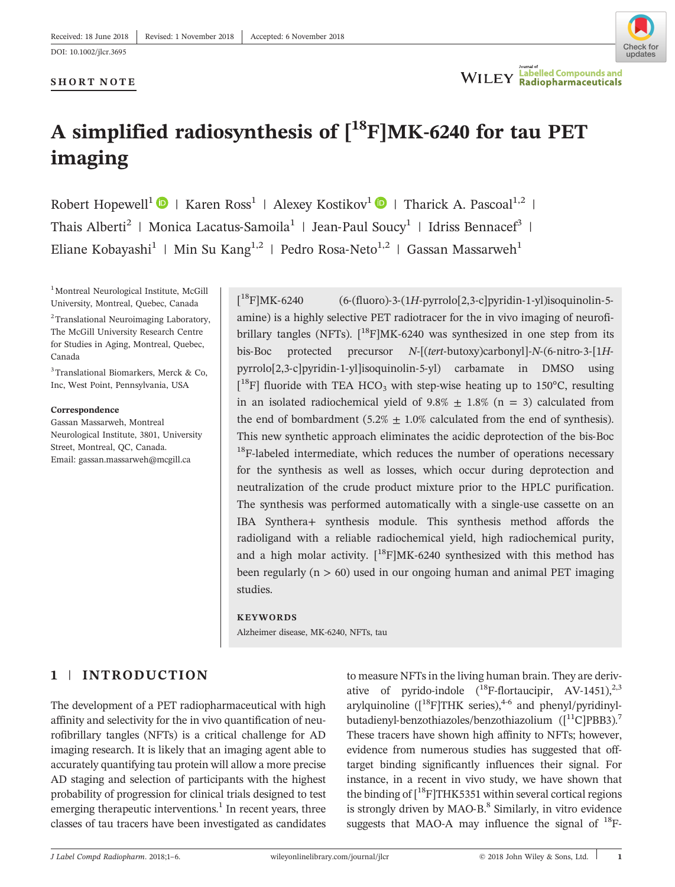Received: 18 June 2018 | Revised: 1 November 2018 | Accepted: 6 November 2018

DOI: 10.1002/jlcr.3695

**SHORT NOTE**

# A simplified radiosynthesis of [$^{18}$F]MK-6240 for tau PET imaging

Robert Hopewell[1] | Karen Ross[1] | Alexey Kostikov[1] | Tharick A. Pascoal[1,2] | Thais Alberti[2] | Monica Lacatus-Samoila[1] | Jean-Paul Soucy[1] | Idriss Bennacef[3] | Eliane Kobayashi[1] | Min Su Kang[1,2] | Pedro Rosa-Neto[1,2] | Gassan Massarweh[1]

[1] Montreal Neurological Institute, McGill University, Montreal, Quebec, Canada

[2] Translational Neuroimaging Laboratory, The McGill University Research Centre for Studies in Aging, Montreal, Quebec, Canada

[3] Translational Biomarkers, Merck & Co, Inc, West Point, Pennsylvania, USA

**Correspondence**
Gassan Massarweh, Montreal Neurological Institute, 3801, University Street, Montreal, QC, Canada.
Email: gassan.massarweh@mcgill.ca

[$^{18}$F]MK-6240 (6-(fluoro)-3-(1*H*-pyrrolo[2,3-c]pyridin-1-yl)isoquinolin-5-amine) is a highly selective PET radiotracer for the in vivo imaging of neurofibrillary tangles (NFTs). [$^{18}$F]MK-6240 was synthesized in one step from its bis-Boc protected precursor *N*-[(*tert*-butoxy)carbonyl]-*N*-(6-nitro-3-[1*H*-pyrrolo[2,3-c]pyridin-1-yl]isoquinolin-5-yl) carbamate in DMSO using [$^{18}$F] fluoride with TEA $HCO_3$ with step-wise heating up to 150°C, resulting in an isolated radiochemical yield of 9.8% ± 1.8% (n = 3) calculated from the end of bombardment (5.2% ± 1.0% calculated from the end of synthesis). This new synthetic approach eliminates the acidic deprotection of the bis-Boc $^{18}$F-labeled intermediate, which reduces the number of operations necessary for the synthesis as well as losses, which occur during deprotection and neutralization of the crude product mixture prior to the HPLC purification. The synthesis was performed automatically with a single-use cassette on an IBA Synthera+ synthesis module. This synthesis method affords the radioligand with a reliable radiochemical yield, high radiochemical purity, and a high molar activity. [$^{18}$F]MK-6240 synthesized with this method has been regularly (n > 60) used in our ongoing human and animal PET imaging studies.

**KEYWORDS**

Alzheimer disease, MK-6240, NFTs, tau

## 1 | INTRODUCTION

The development of a PET radiopharmaceutical with high affinity and selectivity for the in vivo quantification of neurofibrillary tangles (NFTs) is a critical challenge for AD imaging research. It is likely that an imaging agent able to accurately quantifying tau protein will allow a more precise AD staging and selection of participants with the highest probability of progression for clinical trials designed to test emerging therapeutic interventions.[1] In recent years, three classes of tau tracers have been investigated as candidates to measure NFTs in the living human brain. They are derivative of pyrido-indole ($^{18}$F-flortaucipir, AV-1451),[2,3] arylquinoline ([$^{18}$F]THK series),[4-6] and phenyl/pyridinyl-butadienyl-benzothiazoles/benzothiazolium ([$^{11}$C]PBB3).[7] These tracers have shown high affinity to NFTs; however, evidence from numerous studies has suggested that off-target binding significantly influences their signal. For instance, in a recent in vivo study, we have shown that the binding of [$^{18}$F]THK5351 within several cortical regions is strongly driven by MAO-B.[8] Similarly, in vitro evidence suggests that MAO-A may influence the signal of $^{18}$F-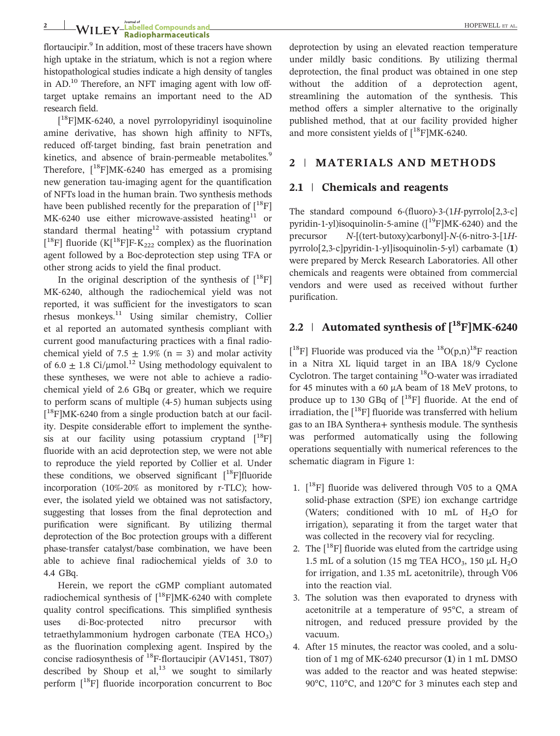flortaucipir.[9] In addition, most of these tracers have shown high uptake in the striatum, which is not a region where histopathological studies indicate a high density of tangles in AD.[10] Therefore, an NFT imaging agent with low off-target uptake remains an important need to the AD research field.

[$^{18}$F]MK-6240, a novel pyrrolopyridinyl isoquinoline amine derivative, has shown high affinity to NFTs, reduced off-target binding, fast brain penetration and kinetics, and absence of brain-permeable metabolites.[9] Therefore, [$^{18}$F]MK-6240 has emerged as a promising new generation tau-imaging agent for the quantification of NFTs load in the human brain. Two synthesis methods have been published recently for the preparation of [$^{18}$F]MK-6240 use either microwave-assisted heating[11] or standard thermal heating[12] with potassium cryptand [$^{18}$F] fluoride (K[$^{18}$F]F-K$_{222}$ complex) as the fluorination agent followed by a Boc-deprotection step using TFA or other strong acids to yield the final product.

In the original description of the synthesis of [$^{18}$F]MK-6240, although the radiochemical yield was not reported, it was sufficient for the investigators to scan rhesus monkeys.[11] Using similar chemistry, Collier et al reported an automated synthesis compliant with current good manufacturing practices with a final radiochemical yield of 7.5 ± 1.9% (n = 3) and molar activity of 6.0 ± 1.8 Ci/μmol.[12] Using methodology equivalent to these syntheses, we were not able to achieve a radiochemical yield of 2.6 GBq or greater, which we require to perform scans of multiple (4-5) human subjects using [$^{18}$F]MK-6240 from a single production batch at our facility. Despite considerable effort to implement the synthesis at our facility using potassium cryptand [$^{18}$F] fluoride with an acid deprotection step, we were not able to reproduce the yield reported by Collier et al. Under these conditions, we observed significant [$^{18}$F]fluoride incorporation (10%-20% as monitored by r-TLC); however, the isolated yield we obtained was not satisfactory, suggesting that losses from the final deprotection and purification were significant. By utilizing thermal deprotection of the Boc protection groups with a different phase-transfer catalyst/base combination, we have been able to achieve final radiochemical yields of 3.0 to 4.4 GBq.

Herein, we report the cGMP compliant automated radiochemical synthesis of [$^{18}$F]MK-6240 with complete quality control specifications. This simplified synthesis uses di-Boc-protected nitro precursor with tetraethylammonium hydrogen carbonate (TEA HCO$_3$) as the fluorination complexing agent. Inspired by the concise radiosynthesis of $^{18}$F-flortaucipir (AV1451, T807) described by Shoup et al,[13] we sought to similarly perform [$^{18}$F] fluoride incorporation concurrent to Boc deprotection by using an elevated reaction temperature under mildly basic conditions. By utilizing thermal deprotection, the final product was obtained in one step without the addition of a deprotection agent, streamlining the automation of the synthesis. This method offers a simpler alternative to the originally published method, that at our facility provided higher and more consistent yields of [$^{18}$F]MK-6240.

## 2 | MATERIALS AND METHODS

### 2.1 | Chemicals and reagents

The standard compound 6-(fluoro)-3-(1*H*-pyrrolo[2,3-c]pyridin-1-yl)isoquinolin-5-amine ([$^{19}$F]MK-6240) and the precursor *N*-[(tert-butoxy)carbonyl]-*N*-(6-nitro-3-[1*H*-pyrrolo[2,3-c]pyridin-1-yl]isoquinolin-5-yl) carbamate (**1**) were prepared by Merck Research Laboratories. All other chemicals and reagents were obtained from commercial vendors and were used as received without further purification.

### 2.2 | Automated synthesis of [$^{18}$F]MK-6240

[$^{18}$F] Fluoride was produced via the $^{18}$O(p,n)$^{18}$F reaction in a Nitra XL liquid target in an IBA 18/9 Cyclone Cyclotron. The target containing $^{18}$O-water was irradiated for 45 minutes with a 60 μA beam of 18 MeV protons, to produce up to 130 GBq of [$^{18}$F] fluoride. At the end of irradiation, the [$^{18}$F] fluoride was transferred with helium gas to an IBA Synthera+ synthesis module. The synthesis was performed automatically using the following operations sequentially with numerical references to the schematic diagram in Figure 1:

1. [$^{18}$F] fluoride was delivered through V05 to a QMA solid-phase extraction (SPE) ion exchange cartridge (Waters; conditioned with 10 mL of $H_2O$ for irrigation), separating it from the target water that was collected in the recovery vial for recycling.
2. The [$^{18}$F] fluoride was eluted from the cartridge using 1.5 mL of a solution (15 mg TEA HCO$_3$, 150 μL $H_2O$ for irrigation, and 1.35 mL acetonitrile), through V06 into the reaction vial.
3. The solution was then evaporated to dryness with acetonitrile at a temperature of 95°C, a stream of nitrogen, and reduced pressure provided by the vacuum.
4. After 15 minutes, the reactor was cooled, and a solution of 1 mg of MK-6240 precursor (**1**) in 1 mL DMSO was added to the reactor and was heated stepwise: 90°C, 110°C, and 120°C for 3 minutes each step and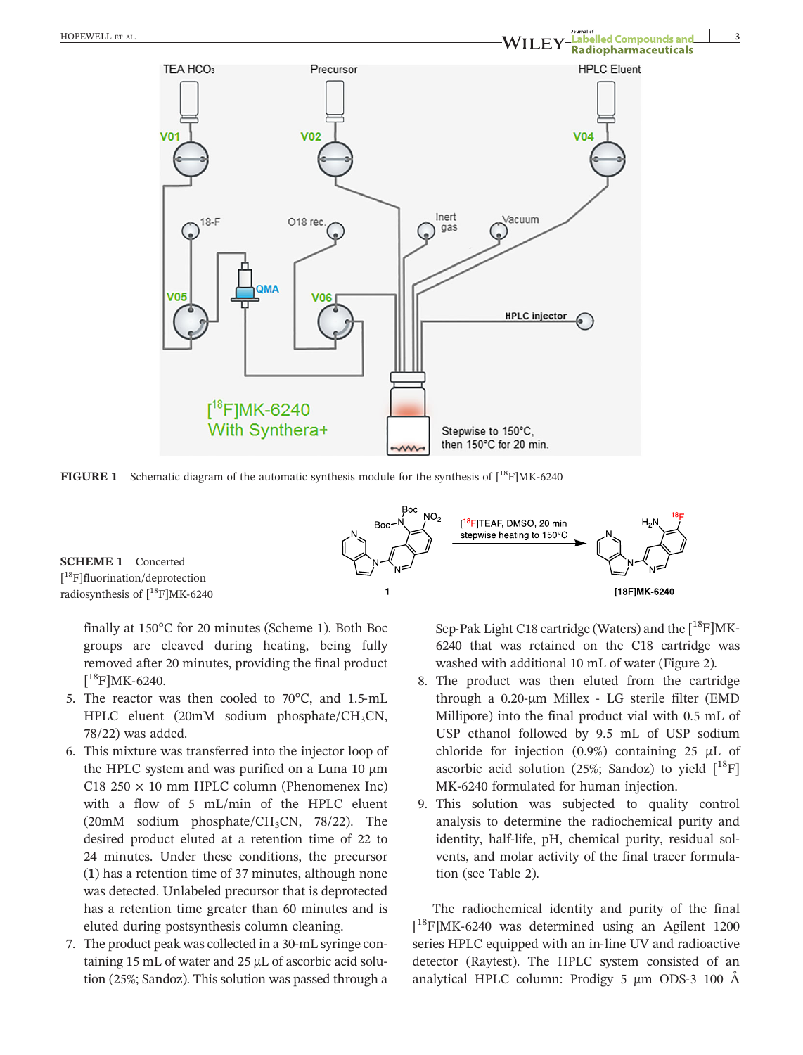**FIGURE 1** Schematic diagram of the automatic synthesis module for the synthesis of [$^{18}$F]MK-6240

**SCHEME 1** Concerted [$^{18}$F]fluorination/deprotection radiosynthesis of [$^{18}$F]MK-6240

finally at 150°C for 20 minutes (Scheme 1). Both Boc groups are cleaved during heating, being fully removed after 20 minutes, providing the final product [$^{18}$F]MK-6240.

5. The reactor was then cooled to 70°C, and 1.5-mL HPLC eluent (20mM sodium phosphate/$CH_3CN$, 78/22) was added.
6. This mixture was transferred into the injector loop of the HPLC system and was purified on a Luna 10 μm C18 250 × 10 mm HPLC column (Phenomenex Inc) with a flow of 5 mL/min of the HPLC eluent (20mM sodium phosphate/$CH_3CN$, 78/22). The desired product eluted at a retention time of 22 to 24 minutes. Under these conditions, the precursor (**1**) has a retention time of 37 minutes, although none was detected. Unlabeled precursor that is deprotected has a retention time greater than 60 minutes and is eluted during postsynthesis column cleaning.
7. The product peak was collected in a 30-mL syringe containing 15 mL of water and 25 μL of ascorbic acid solution (25%; Sandoz). This solution was passed through a Sep-Pak Light C18 cartridge (Waters) and the [$^{18}$F]MK-6240 that was retained on the C18 cartridge was washed with additional 10 mL of water (Figure 2).
8. The product was then eluted from the cartridge through a 0.20-μm Millex - LG sterile filter (EMD Millipore) into the final product vial with 0.5 mL of USP ethanol followed by 9.5 mL of USP sodium chloride for injection (0.9%) containing 25 μL of ascorbic acid solution (25%; Sandoz) to yield [$^{18}$F] MK-6240 formulated for human injection.
9. This solution was subjected to quality control analysis to determine the radiochemical purity and identity, half-life, pH, chemical purity, residual solvents, and molar activity of the final tracer formulation (see Table 2).

The radiochemical identity and purity of the final [$^{18}$F]MK-6240 was determined using an Agilent 1200 series HPLC equipped with an in-line UV and radioactive detector (Raytest). The HPLC system consisted of an analytical HPLC column: Prodigy 5 μm ODS-3 100 Å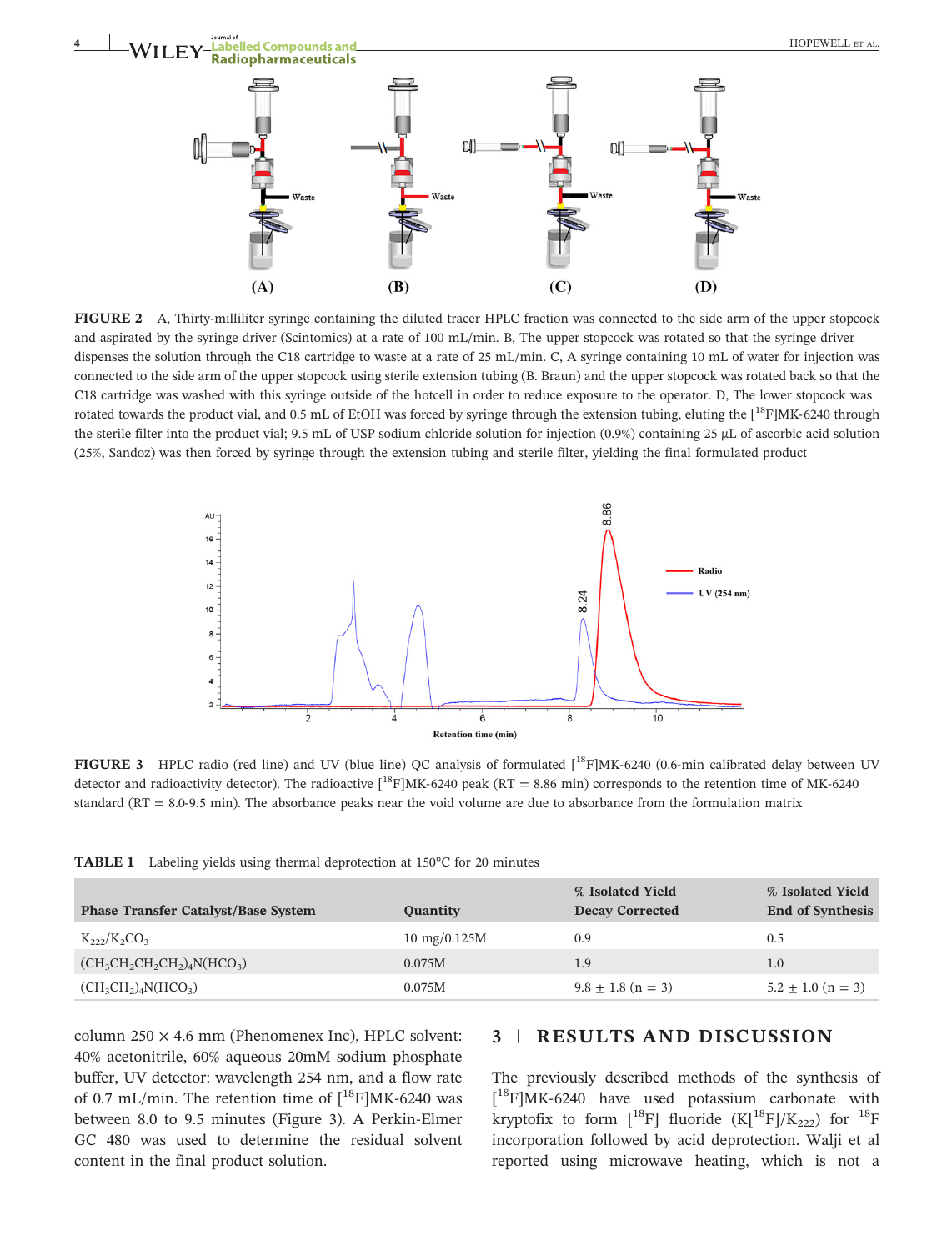FIGURE 2 A, Thirty-milliliter syringe containing the diluted tracer HPLC fraction was connected to the side arm of the upper stopcock and aspirated by the syringe driver (Scintomics) at a rate of 100 mL/min. B, The upper stopcock was rotated so that the syringe driver dispenses the solution through the C18 cartridge to waste at a rate of 25 mL/min. C, A syringe containing 10 mL of water for injection was connected to the side arm of the upper stopcock using sterile extension tubing (B. Braun) and the upper stopcock was rotated back so that the C18 cartridge was washed with this syringe outside of the hotcell in order to reduce exposure to the operator. D, The lower stopcock was rotated towards the product vial, and 0.5 mL of EtOH was forced by syringe through the extension tubing, eluting the [$^{18}$F]MK-6240 through the sterile filter into the product vial; 9.5 mL of USP sodium chloride solution for injection (0.9%) containing 25 μL of ascorbic acid solution (25%, Sandoz) was then forced by syringe through the extension tubing and sterile filter, yielding the final formulated product

FIGURE 3 HPLC radio (red line) and UV (blue line) QC analysis of formulated [$^{18}$F]MK-6240 (0.6-min calibrated delay between UV detector and radioactivity detector). The radioactive [$^{18}$F]MK-6240 peak (RT = 8.86 min) corresponds to the retention time of MK-6240 standard (RT = 8.0-9.5 min). The absorbance peaks near the void volume are due to absorbance from the formulation matrix

**TABLE 1** Labeling yields using thermal deprotection at 150°C for 20 minutes

| Phase Transfer Catalyst/Base System | Quantity | % Isolated Yield Decay Corrected | % Isolated Yield End of Synthesis |
|---|---|---|---|
| $K_{222}/K_2CO_3$ | 10 mg/0.125M | 0.9 | 0.5 |
| $(CH_3CH_2CH_2CH_2)_4N(HCO_3)$ | 0.075M | 1.9 | 1.0 |
| $(CH_3CH_2)_4N(HCO_3)$ | 0.075M | 9.8 ± 1.8 (n = 3) | 5.2 ± 1.0 (n = 3) |

column 250 × 4.6 mm (Phenomenex Inc), HPLC solvent: 40% acetonitrile, 60% aqueous 20mM sodium phosphate buffer, UV detector: wavelength 254 nm, and a flow rate of 0.7 mL/min. The retention time of [$^{18}$F]MK-6240 was between 8.0 to 9.5 minutes (Figure 3). A Perkin-Elmer GC 480 was used to determine the residual solvent content in the final product solution.

## 3 | RESULTS AND DISCUSSION

The previously described methods of the synthesis of [$^{18}$F]MK-6240 have used potassium carbonate with kryptofix to form [$^{18}$F] fluoride (K[$^{18}$F]/$K_{222}$) for $^{18}$F incorporation followed by acid deprotection. Walji et al reported using microwave heating, which is not a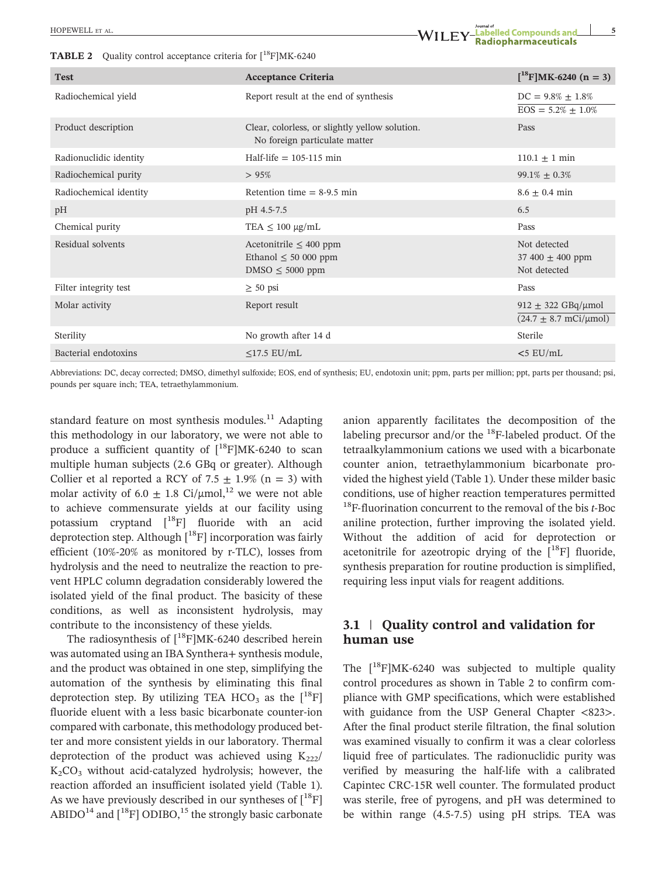**TABLE 2** Quality control acceptance criteria for [$^{18}$F]MK-6240

| Test | Acceptance Criteria | [$^{18}$F]MK-6240 (n = 3) |
|---|---|---|
| Radiochemical yield | Report result at the end of synthesis | DC = 9.8% ± 1.8%<br>EOS = 5.2% ± 1.0% |
| Product description | Clear, colorless, or slightly yellow solution. No foreign particulate matter | Pass |
| Radionuclidic identity | Half-life = 105-115 min | 110.1 ± 1 min |
| Radiochemical purity | > 95% | 99.1% ± 0.3% |
| Radiochemical identity | Retention time = 8-9.5 min | 8.6 ± 0.4 min |
| pH | pH 4.5-7.5 | 6.5 |
| Chemical purity | TEA ≤ 100 μg/mL | Pass |
| Residual solvents | Acetonitrile ≤ 400 ppm<br>Ethanol ≤ 50 000 ppm<br>DMSO ≤ 5000 ppm | Not detected<br>37 400 ± 400 ppm<br>Not detected |
| Filter integrity test | ≥ 50 psi | Pass |
| Molar activity | Report result | 912 ± 322 GBq/μmol<br>(24.7 ± 8.7 mCi/μmol) |
| Sterility | No growth after 14 d | Sterile |
| Bacterial endotoxins | ≤17.5 EU/mL | <5 EU/mL |

Abbreviations: DC, decay corrected; DMSO, dimethyl sulfoxide; EOS, end of synthesis; EU, endotoxin unit; ppm, parts per million; ppt, parts per thousand; psi, pounds per square inch; TEA, tetraethylammonium.

standard feature on most synthesis modules.[11] Adapting this methodology in our laboratory, we were not able to produce a sufficient quantity of [$^{18}$F]MK-6240 to scan multiple human subjects (2.6 GBq or greater). Although Collier et al reported a RCY of 7.5 ± 1.9% (n = 3) with molar activity of 6.0 ± 1.8 Ci/μmol,[12] we were not able to achieve commensurate yields at our facility using potassium cryptand [$^{18}$F] fluoride with an acid deprotection step. Although [$^{18}$F] incorporation was fairly efficient (10%-20% as monitored by r-TLC), losses from hydrolysis and the need to neutralize the reaction to prevent HPLC column degradation considerably lowered the isolated yield of the final product. The basicity of these conditions, as well as inconsistent hydrolysis, may contribute to the inconsistency of these yields.

The radiosynthesis of [$^{18}$F]MK-6240 described herein was automated using an IBA Synthera+ synthesis module, and the product was obtained in one step, simplifying the automation of the synthesis by eliminating this final deprotection step. By utilizing TEA $HCO_3$ as the [$^{18}$F] fluoride eluent with a less basic bicarbonate counter-ion compared with carbonate, this methodology produced better and more consistent yields in our laboratory. Thermal deprotection of the product was achieved using $K_{222}$/$K_2CO_3$ without acid-catalyzed hydrolysis; however, the reaction afforded an insufficient isolated yield (Table 1). As we have previously described in our syntheses of [$^{18}$F] ABIDO[14] and [$^{18}$F] ODIBO,[15] the strongly basic carbonate anion apparently facilitates the decomposition of the labeling precursor and/or the $^{18}$F-labeled product. Of the tetraalkylammonium cations we used with a bicarbonate counter anion, tetraethylammonium bicarbonate provided the highest yield (Table 1). Under these milder basic conditions, use of higher reaction temperatures permitted $^{18}$F-fluorination concurrent to the removal of the bis *t*-Boc aniline protection, further improving the isolated yield. Without the addition of acid for deprotection or acetonitrile for azeotropic drying of the [$^{18}$F] fluoride, synthesis preparation for routine production is simplified, requiring less input vials for reagent additions.

## 3.1 | Quality control and validation for human use

The [$^{18}$F]MK-6240 was subjected to multiple quality control procedures as shown in Table 2 to confirm compliance with GMP specifications, which were established with guidance from the USP General Chapter <823>. After the final product sterile filtration, the final solution was examined visually to confirm it was a clear colorless liquid free of particulates. The radionuclidic purity was verified by measuring the half-life with a calibrated Capintec CRC-15R well counter. The formulated product was sterile, free of pyrogens, and pH was determined to be within range (4.5-7.5) using pH strips. TEA was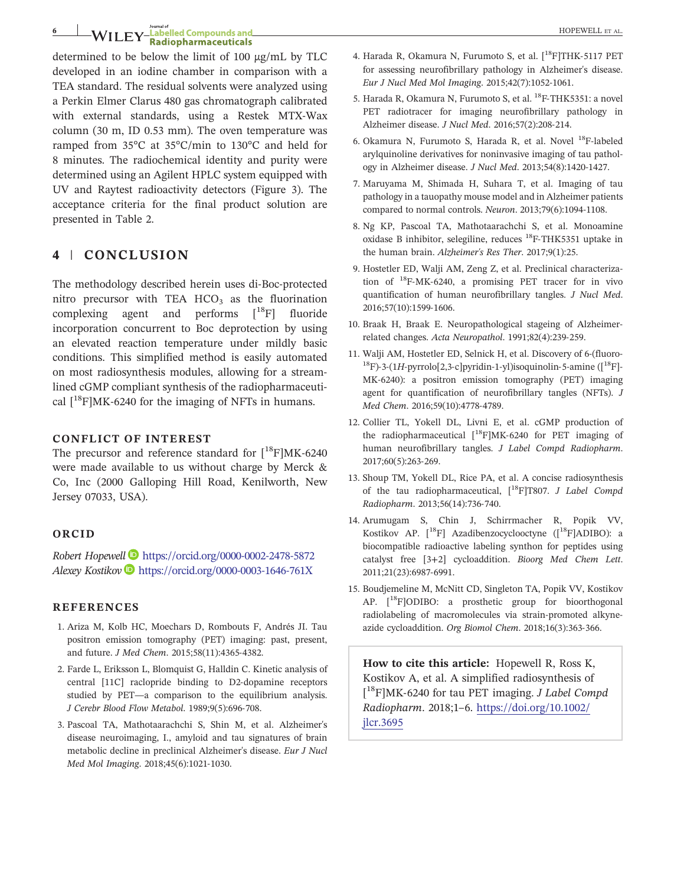determined to be below the limit of 100 μg/mL by TLC developed in an iodine chamber in comparison with a TEA standard. The residual solvents were analyzed using a Perkin Elmer Clarus 480 gas chromatograph calibrated with external standards, using a Restek MTX-Wax column (30 m, ID 0.53 mm). The oven temperature was ramped from 35°C at 35°C/min to 130°C and held for 8 minutes. The radiochemical identity and purity were determined using an Agilent HPLC system equipped with UV and Raytest radioactivity detectors (Figure 3). The acceptance criteria for the final product solution are presented in Table 2.

## 4 | CONCLUSION

The methodology described herein uses di-Boc-protected nitro precursor with TEA $HCO_3$ as the fluorination complexing agent and performs $[^{18}F]$ fluoride incorporation concurrent to Boc deprotection by using an elevated reaction temperature under mildly basic conditions. This simplified method is easily automated on most radiosynthesis modules, allowing for a streamlined cGMP compliant synthesis of the radiopharmaceutical $[^{18}F]$MK-6240 for the imaging of NFTs in humans.

### CONFLICT OF INTEREST

The precursor and reference standard for $[^{18}F]$MK-6240 were made available to us without charge by Merck & Co, Inc (2000 Galloping Hill Road, Kenilworth, New Jersey 07033, USA).

### ORCID

*Robert Hopewell* https://orcid.org/0000-0002-2478-5872
*Alexey Kostikov* https://orcid.org/0000-0003-1646-761X

### REFERENCES

1. Ariza M, Kolb HC, Moechars D, Rombouts F, Andrés JI. Tau positron emission tomography (PET) imaging: past, present, and future. *J Med Chem*. 2015;58(11):4365-4382.
2. Farde L, Eriksson L, Blomquist G, Halldin C. Kinetic analysis of central [11C] raclopride binding to D2-dopamine receptors studied by PET—a comparison to the equilibrium analysis. *J Cerebr Blood Flow Metabol*. 1989;9(5):696-708.
3. Pascoal TA, Mathotaarachchi S, Shin M, et al. Alzheimer's disease neuroimaging, I., amyloid and tau signatures of brain metabolic decline in preclinical Alzheimer's disease. *Eur J Nucl Med Mol Imaging*. 2018;45(6):1021-1030.
4. Harada R, Okamura N, Furumoto S, et al. $[^{18}F]$THK-5117 PET for assessing neurofibrillary pathology in Alzheimer's disease. *Eur J Nucl Med Mol Imaging*. 2015;42(7):1052-1061.
5. Harada R, Okamura N, Furumoto S, et al. $^{18}F$-THK5351: a novel PET radiotracer for imaging neurofibrillary pathology in Alzheimer disease. *J Nucl Med*. 2016;57(2):208-214.
6. Okamura N, Furumoto S, Harada R, et al. Novel $^{18}F$-labeled arylquinoline derivatives for noninvasive imaging of tau pathology in Alzheimer disease. *J Nucl Med*. 2013;54(8):1420-1427.
7. Maruyama M, Shimada H, Suhara T, et al. Imaging of tau pathology in a tauopathy mouse model and in Alzheimer patients compared to normal controls. *Neuron*. 2013;79(6):1094-1108.
8. Ng KP, Pascoal TA, Mathotaarachchi S, et al. Monoamine oxidase B inhibitor, selegiline, reduces $^{18}F$-THK5351 uptake in the human brain. *Alzheimer's Res Ther*. 2017;9(1):25.
9. Hostetler ED, Walji AM, Zeng Z, et al. Preclinical characterization of $^{18}F$-MK-6240, a promising PET tracer for in vivo quantification of human neurofibrillary tangles. *J Nucl Med*. 2016;57(10):1599-1606.
10. Braak H, Braak E. Neuropathological stageing of Alzheimer-related changes. *Acta Neuropathol*. 1991;82(4):239-259.
11. Walji AM, Hostetler ED, Selnick H, et al. Discovery of 6-(fluoro-$^{18}F$)-3-(1*H*-pyrrolo[2,3-c]pyridin-1-yl)isoquinolin-5-amine ($[^{18}F]$-MK-6240): a positron emission tomography (PET) imaging agent for quantification of neurofibrillary tangles (NFTs). *J Med Chem*. 2016;59(10):4778-4789.
12. Collier TL, Yokell DL, Livni E, et al. cGMP production of the radiopharmaceutical $[^{18}F]$MK-6240 for PET imaging of human neurofibrillary tangles. *J Label Compd Radiopharm*. 2017;60(5):263-269.
13. Shoup TM, Yokell DL, Rice PA, et al. A concise radiosynthesis of the tau radiopharmaceutical, $[^{18}F]$T807. *J Label Compd Radiopharm*. 2013;56(14):736-740.
14. Arumugam S, Chin J, Schirrmacher R, Popik VV, Kostikov AP. $[^{18}F]$ Azadibenzocyclooctyne ($[^{18}F]$ADIBO): a biocompatible radioactive labeling synthon for peptides using catalyst free [3+2] cycloaddition. *Bioorg Med Chem Lett*. 2011;21(23):6987-6991.
15. Boudjemeline M, McNitt CD, Singleton TA, Popik VV, Kostikov AP. $[^{18}F]$ODIBO: a prosthetic group for bioorthogonal radiolabeling of macromolecules via strain-promoted alkyne-azide cycloaddition. *Org Biomol Chem*. 2018;16(3):363-366.

**How to cite this article:** Hopewell R, Ross K, Kostikov A, et al. A simplified radiosynthesis of $[^{18}F]$MK-6240 for tau PET imaging. *J Label Compd Radiopharm*. 2018;1–6. https://doi.org/10.1002/jlcr.3695